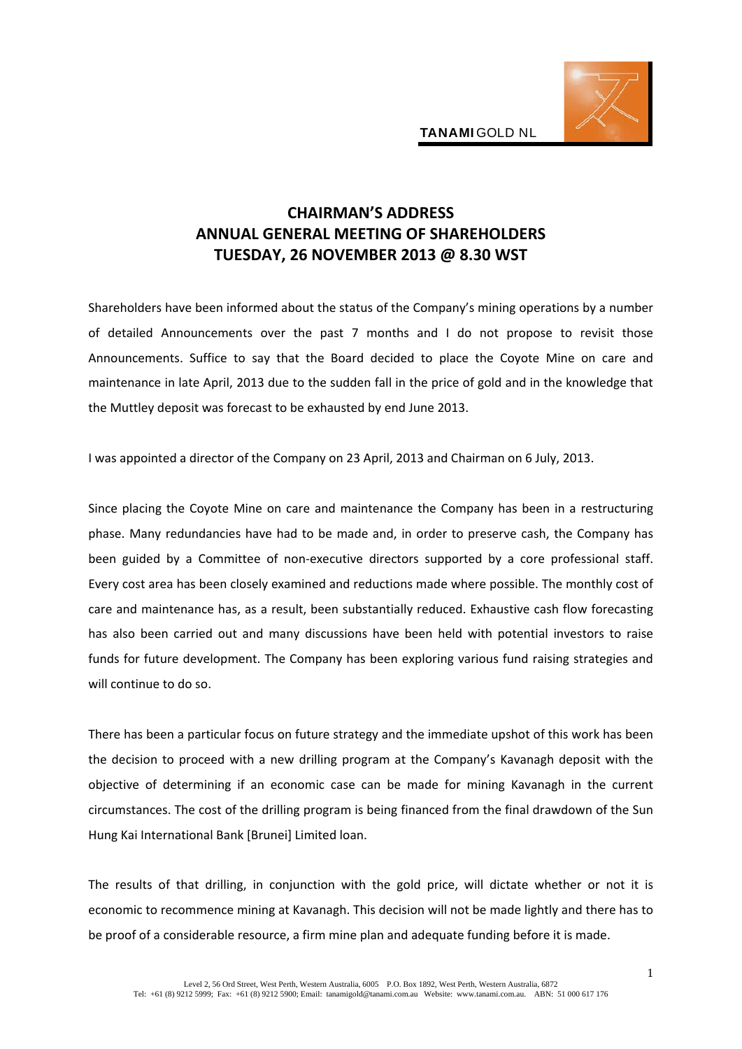**TANAMI** GOLD NL

# CHAIRMAN'S ADDRESS
# ANNUAL GENERAL MEETING OF SHAREHOLDERS
# TUESDAY, 26 NOVEMBER 2013 @ 8.30 WST

Shareholders have been informed about the status of the Company's mining operations by a number of detailed Announcements over the past 7 months and I do not propose to revisit those Announcements. Suffice to say that the Board decided to place the Coyote Mine on care and maintenance in late April, 2013 due to the sudden fall in the price of gold and in the knowledge that the Muttley deposit was forecast to be exhausted by end June 2013.

I was appointed a director of the Company on 23 April, 2013 and Chairman on 6 July, 2013.

Since placing the Coyote Mine on care and maintenance the Company has been in a restructuring phase. Many redundancies have had to be made and, in order to preserve cash, the Company has been guided by a Committee of non-executive directors supported by a core professional staff. Every cost area has been closely examined and reductions made where possible. The monthly cost of care and maintenance has, as a result, been substantially reduced. Exhaustive cash flow forecasting has also been carried out and many discussions have been held with potential investors to raise funds for future development. The Company has been exploring various fund raising strategies and will continue to do so.

There has been a particular focus on future strategy and the immediate upshot of this work has been the decision to proceed with a new drilling program at the Company's Kavanagh deposit with the objective of determining if an economic case can be made for mining Kavanagh in the current circumstances. The cost of the drilling program is being financed from the final drawdown of the Sun Hung Kai International Bank [Brunei] Limited loan.

The results of that drilling, in conjunction with the gold price, will dictate whether or not it is economic to recommence mining at Kavanagh. This decision will not be made lightly and there has to be proof of a considerable resource, a firm mine plan and adequate funding before it is made.

Level 2, 56 Ord Street, West Perth, Western Australia, 6005 P.O. Box 1892, West Perth, Western Australia, 6872
Tel: +61 (8) 9212 5999; Fax: +61 (8) 9212 5900; Email: tanamigold@tanami.com.au Website: www.tanami.com.au. ABN: 51 000 617 176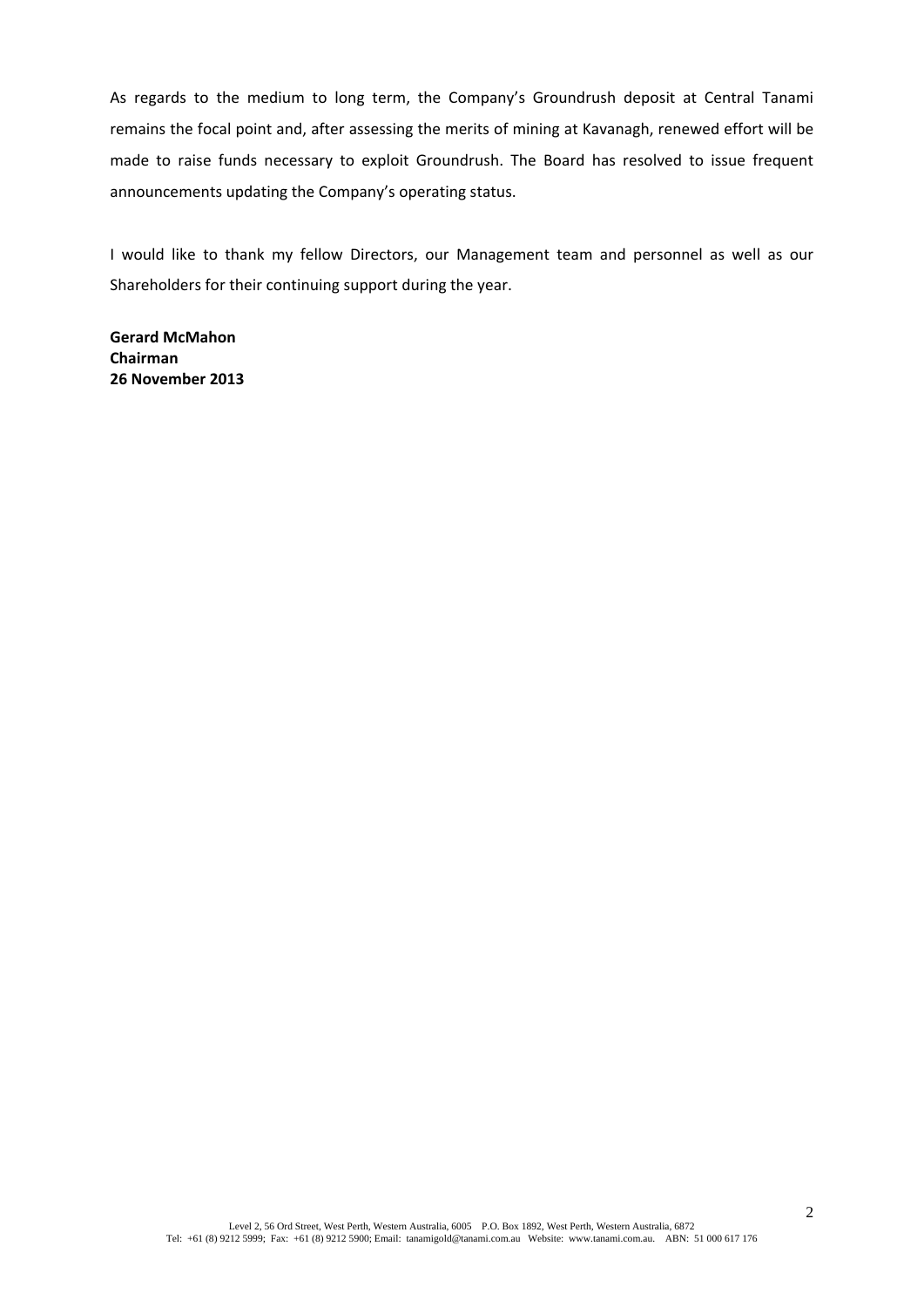As regards to the medium to long term, the Company's Groundrush deposit at Central Tanami remains the focal point and, after assessing the merits of mining at Kavanagh, renewed effort will be made to raise funds necessary to exploit Groundrush. The Board has resolved to issue frequent announcements updating the Company's operating status.

I would like to thank my fellow Directors, our Management team and personnel as well as our Shareholders for their continuing support during the year.

**Gerard McMahon**
**Chairman**
**26 November 2013**